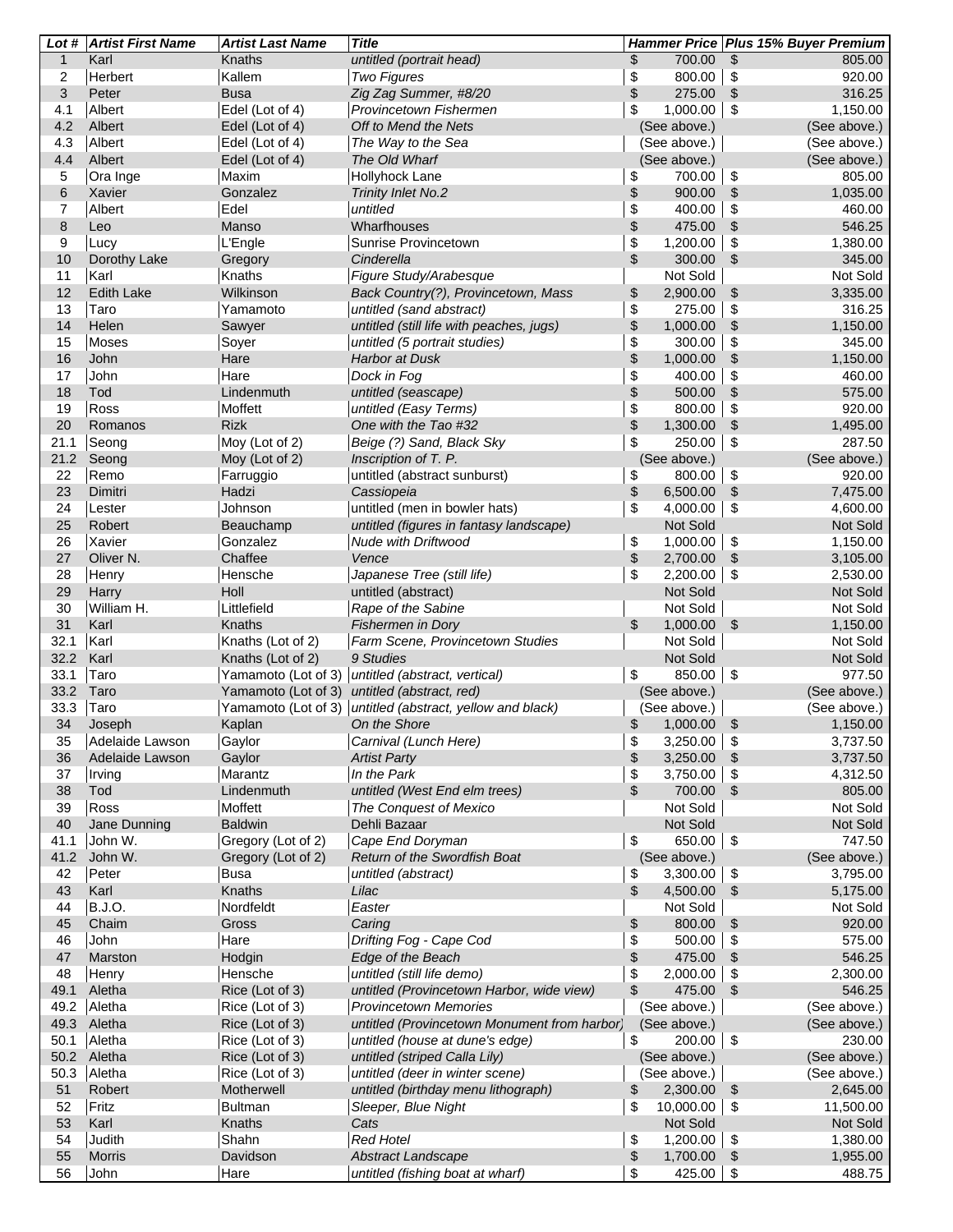| Lot # | Artist First Name | Artist Last Name | Title | Hammer Price | Plus 15% Buyer Premium |
|---|---|---|---|---|---|
| 1 | Karl | Knaths | *untitled (portrait head)* | $ 700.00 | $ 805.00 |
| 2 | Herbert | Kallem | *Two Figures* | $ 800.00 | $ 920.00 |
| 3 | Peter | Busa | *Zig Zag Summer, #8/20* | $ 275.00 | $ 316.25 |
| 4.1 | Albert | Edel (Lot of 4) | *Provincetown Fishermen* | $ 1,000.00 | $ 1,150.00 |
| 4.2 | Albert | Edel (Lot of 4) | *Off to Mend the Nets* | (See above.) | (See above.) |
| 4.3 | Albert | Edel (Lot of 4) | *The Way to the Sea* | (See above.) | (See above.) |
| 4.4 | Albert | Edel (Lot of 4) | *The Old Wharf* | (See above.) | (See above.) |
| 5 | Ora Inge | Maxim | Hollyhock Lane | $ 700.00 | $ 805.00 |
| 6 | Xavier | Gonzalez | *Trinity Inlet No.2* | $ 900.00 | $ 1,035.00 |
| 7 | Albert | Edel | *untitled* | $ 400.00 | $ 460.00 |
| 8 | Leo | Manso | Wharfhouses | $ 475.00 | $ 546.25 |
| 9 | Lucy | L'Engle | Sunrise Provincetown | $ 1,200.00 | $ 1,380.00 |
| 10 | Dorothy Lake | Gregory | *Cinderella* | $ 300.00 | $ 345.00 |
| 11 | Karl | Knaths | *Figure Study/Arabesque* | Not Sold | Not Sold |
| 12 | Edith Lake | Wilkinson | *Back Country(?), Provincetown, Mass* | $ 2,900.00 | $ 3,335.00 |
| 13 | Taro | Yamamoto | *untitled (sand abstract)* | $ 275.00 | $ 316.25 |
| 14 | Helen | Sawyer | *untitled (still life with peaches, jugs)* | $ 1,000.00 | $ 1,150.00 |
| 15 | Moses | Soyer | *untitled (5 portrait studies)* | $ 300.00 | $ 345.00 |
| 16 | John | Hare | *Harbor at Dusk* | $ 1,000.00 | $ 1,150.00 |
| 17 | John | Hare | *Dock in Fog* | $ 400.00 | $ 460.00 |
| 18 | Tod | Lindenmuth | *untitled (seascape)* | $ 500.00 | $ 575.00 |
| 19 | Ross | Moffett | *untitled (Easy Terms)* | $ 800.00 | $ 920.00 |
| 20 | Romanos | Rizk | *One with the Tao #32* | $ 1,300.00 | $ 1,495.00 |
| 21.1 | Seong | Moy (Lot of 2) | *Beige (?) Sand, Black Sky* | $ 250.00 | $ 287.50 |
| 21.2 | Seong | Moy (Lot of 2) | *Inscription of T. P.* | (See above.) | (See above.) |
| 22 | Remo | Farruggio | untitled (abstract sunburst) | $ 800.00 | $ 920.00 |
| 23 | Dimitri | Hadzi | *Cassiopeia* | $ 6,500.00 | $ 7,475.00 |
| 24 | Lester | Johnson | untitled (men in bowler hats) | $ 4,000.00 | $ 4,600.00 |
| 25 | Robert | Beauchamp | *untitled (figures in fantasy landscape)* | Not Sold | Not Sold |
| 26 | Xavier | Gonzalez | *Nude with Driftwood* | $ 1,000.00 | $ 1,150.00 |
| 27 | Oliver N. | Chaffee | *Vence* | $ 2,700.00 | $ 3,105.00 |
| 28 | Henry | Hensche | *Japanese Tree (still life)* | $ 2,200.00 | $ 2,530.00 |
| 29 | Harry | Holl | untitled (abstract) | Not Sold | Not Sold |
| 30 | William H. | Littlefield | *Rape of the Sabine* | Not Sold | Not Sold |
| 31 | Karl | Knaths | *Fishermen in Dory* | $ 1,000.00 | $ 1,150.00 |
| 32.1 | Karl | Knaths (Lot of 2) | *Farm Scene, Provincetown Studies* | Not Sold | Not Sold |
| 32.2 | Karl | Knaths (Lot of 2) | *9 Studies* | Not Sold | Not Sold |
| 33.1 | Taro | Yamamoto (Lot of 3) | *untitled (abstract, vertical)* | $ 850.00 | $ 977.50 |
| 33.2 | Taro | Yamamoto (Lot of 3) | *untitled (abstract, red)* | (See above.) | (See above.) |
| 33.3 | Taro | Yamamoto (Lot of 3) | *untitled (abstract, yellow and black)* | (See above.) | (See above.) |
| 34 | Joseph | Kaplan | *On the Shore* | $ 1,000.00 | $ 1,150.00 |
| 35 | Adelaide Lawson | Gaylor | *Carnival (Lunch Here)* | $ 3,250.00 | $ 3,737.50 |
| 36 | Adelaide Lawson | Gaylor | *Artist Party* | $ 3,250.00 | $ 3,737.50 |
| 37 | Irving | Marantz | *In the Park* | $ 3,750.00 | $ 4,312.50 |
| 38 | Tod | Lindenmuth | *untitled (West End elm trees)* | $ 700.00 | $ 805.00 |
| 39 | Ross | Moffett | *The Conquest of Mexico* | Not Sold | Not Sold |
| 40 | Jane Dunning | Baldwin | Dehli Bazaar | Not Sold | Not Sold |
| 41.1 | John W. | Gregory (Lot of 2) | *Cape End Doryman* | $ 650.00 | $ 747.50 |
| 41.2 | John W. | Gregory (Lot of 2) | *Return of the Swordfish Boat* | (See above.) | (See above.) |
| 42 | Peter | Busa | *untitled (abstract)* | $ 3,300.00 | $ 3,795.00 |
| 43 | Karl | Knaths | *Lilac* | $ 4,500.00 | $ 5,175.00 |
| 44 | B.J.O. | Nordfeldt | *Easter* | Not Sold | Not Sold |
| 45 | Chaim | Gross | *Caring* | $ 800.00 | $ 920.00 |
| 46 | John | Hare | *Drifting Fog - Cape Cod* | $ 500.00 | $ 575.00 |
| 47 | Marston | Hodgin | *Edge of the Beach* | $ 475.00 | $ 546.25 |
| 48 | Henry | Hensche | *untitled (still life demo)* | $ 2,000.00 | $ 2,300.00 |
| 49.1 | Aletha | Rice (Lot of 3) | *untitled (Provincetown Harbor, wide view)* | $ 475.00 | $ 546.25 |
| 49.2 | Aletha | Rice (Lot of 3) | *Provincetown Memories* | (See above.) | (See above.) |
| 49.3 | Aletha | Rice (Lot of 3) | *untitled (Provincetown Monument from harbor)* | (See above.) | (See above.) |
| 50.1 | Aletha | Rice (Lot of 3) | *untitled (house at dune's edge)* | $ 200.00 | $ 230.00 |
| 50.2 | Aletha | Rice (Lot of 3) | *untitled (striped Calla Lily)* | (See above.) | (See above.) |
| 50.3 | Aletha | Rice (Lot of 3) | *untitled (deer in winter scene)* | (See above.) | (See above.) |
| 51 | Robert | Motherwell | *untitled (birthday menu lithograph)* | $ 2,300.00 | $ 2,645.00 |
| 52 | Fritz | Bultman | *Sleeper, Blue Night* | $ 10,000.00 | $ 11,500.00 |
| 53 | Karl | Knaths | *Cats* | Not Sold | Not Sold |
| 54 | Judith | Shahn | *Red Hotel* | $ 1,200.00 | $ 1,380.00 |
| 55 | Morris | Davidson | *Abstract Landscape* | $ 1,700.00 | $ 1,955.00 |
| 56 | John | Hare | *untitled (fishing boat at wharf)* | $ 425.00 | $ 488.75 |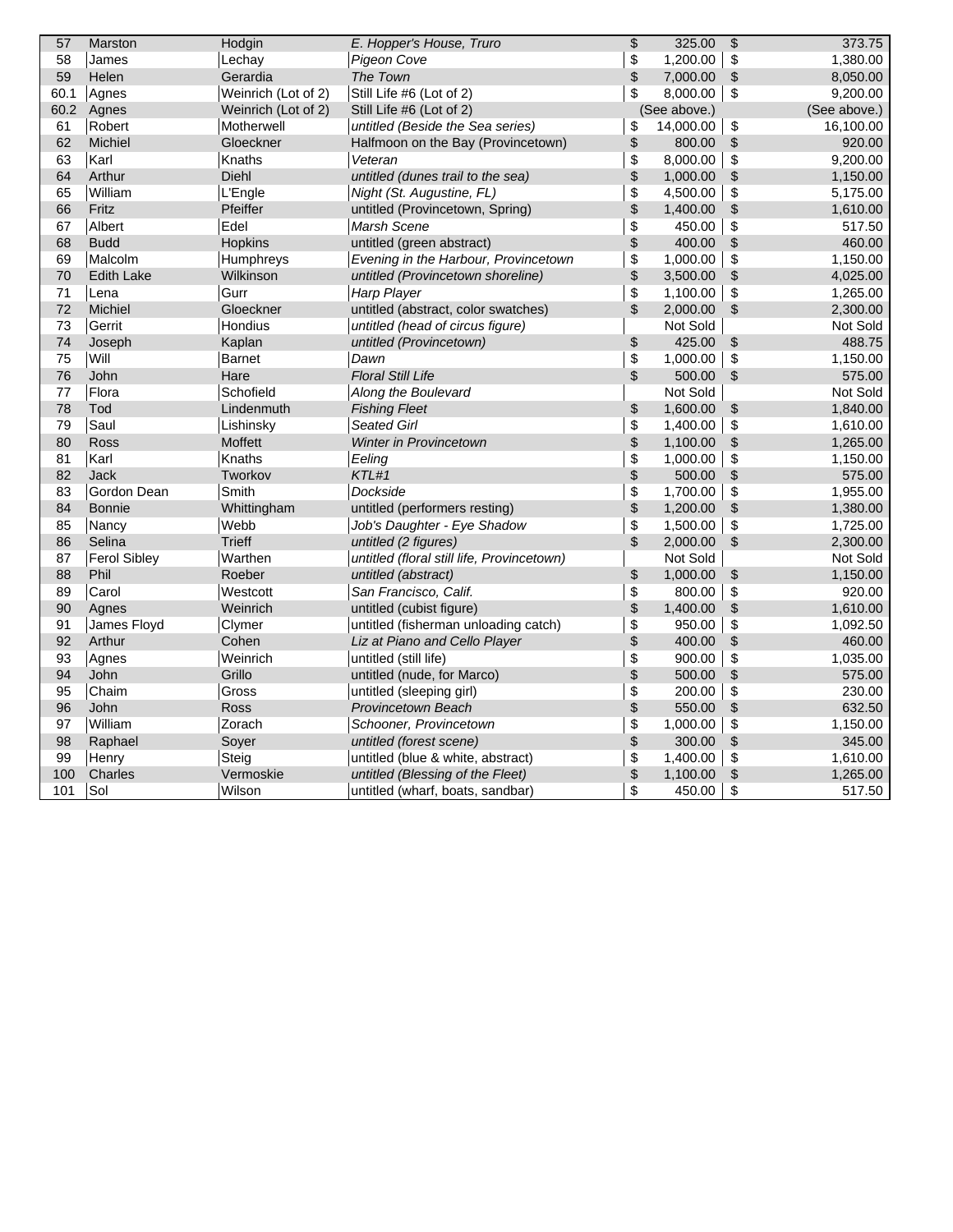| | | | | | |
|---|---|---|---|---|---|
| 57 | Marston | Hodgin | *E. Hopper's House, Truro* | $ 325.00 | $ 373.75 |
| 58 | James | Lechay | *Pigeon Cove* | $ 1,200.00 | $ 1,380.00 |
| 59 | Helen | Gerardia | *The Town* | $ 7,000.00 | $ 8,050.00 |
| 60.1 | Agnes | Weinrich (Lot of 2) | Still Life #6 (Lot of 2) | $ 8,000.00 | $ 9,200.00 |
| 60.2 | Agnes | Weinrich (Lot of 2) | Still Life #6 (Lot of 2) | (See above.) | (See above.) |
| 61 | Robert | Motherwell | *untitled (Beside the Sea series)* | $ 14,000.00 | $ 16,100.00 |
| 62 | Michiel | Gloeckner | Halfmoon on the Bay (Provincetown) | $ 800.00 | $ 920.00 |
| 63 | Karl | Knaths | *Veteran* | $ 8,000.00 | $ 9,200.00 |
| 64 | Arthur | Diehl | *untitled (dunes trail to the sea)* | $ 1,000.00 | $ 1,150.00 |
| 65 | William | L'Engle | *Night (St. Augustine, FL)* | $ 4,500.00 | $ 5,175.00 |
| 66 | Fritz | Pfeiffer | untitled (Provincetown, Spring) | $ 1,400.00 | $ 1,610.00 |
| 67 | Albert | Edel | *Marsh Scene* | $ 450.00 | $ 517.50 |
| 68 | Budd | Hopkins | untitled (green abstract) | $ 400.00 | $ 460.00 |
| 69 | Malcolm | Humphreys | *Evening in the Harbour, Provincetown* | $ 1,000.00 | $ 1,150.00 |
| 70 | Edith Lake | Wilkinson | *untitled (Provincetown shoreline)* | $ 3,500.00 | $ 4,025.00 |
| 71 | Lena | Gurr | *Harp Player* | $ 1,100.00 | $ 1,265.00 |
| 72 | Michiel | Gloeckner | untitled (abstract, color swatches) | $ 2,000.00 | $ 2,300.00 |
| 73 | Gerrit | Hondius | *untitled (head of circus figure)* | Not Sold | Not Sold |
| 74 | Joseph | Kaplan | *untitled (Provincetown)* | $ 425.00 | $ 488.75 |
| 75 | Will | Barnet | *Dawn* | $ 1,000.00 | $ 1,150.00 |
| 76 | John | Hare | *Floral Still Life* | $ 500.00 | $ 575.00 |
| 77 | Flora | Schofield | *Along the Boulevard* | Not Sold | Not Sold |
| 78 | Tod | Lindenmuth | *Fishing Fleet* | $ 1,600.00 | $ 1,840.00 |
| 79 | Saul | Lishinsky | *Seated Girl* | $ 1,400.00 | $ 1,610.00 |
| 80 | Ross | Moffett | *Winter in Provincetown* | $ 1,100.00 | $ 1,265.00 |
| 81 | Karl | Knaths | *Eeling* | $ 1,000.00 | $ 1,150.00 |
| 82 | Jack | Tworkov | *KTL#1* | $ 500.00 | $ 575.00 |
| 83 | Gordon Dean | Smith | *Dockside* | $ 1,700.00 | $ 1,955.00 |
| 84 | Bonnie | Whittingham | untitled (performers resting) | $ 1,200.00 | $ 1,380.00 |
| 85 | Nancy | Webb | *Job's Daughter - Eye Shadow* | $ 1,500.00 | $ 1,725.00 |
| 86 | Selina | Trieff | *untitled (2 figures)* | $ 2,000.00 | $ 2,300.00 |
| 87 | Ferol Sibley | Warthen | *untitled (floral still life, Provincetown)* | Not Sold | Not Sold |
| 88 | Phil | Roeber | *untitled (abstract)* | $ 1,000.00 | $ 1,150.00 |
| 89 | Carol | Westcott | *San Francisco, Calif.* | $ 800.00 | $ 920.00 |
| 90 | Agnes | Weinrich | untitled (cubist figure) | $ 1,400.00 | $ 1,610.00 |
| 91 | James Floyd | Clymer | untitled (fisherman unloading catch) | $ 950.00 | $ 1,092.50 |
| 92 | Arthur | Cohen | *Liz at Piano and Cello Player* | $ 400.00 | $ 460.00 |
| 93 | Agnes | Weinrich | untitled (still life) | $ 900.00 | $ 1,035.00 |
| 94 | John | Grillo | untitled (nude, for Marco) | $ 500.00 | $ 575.00 |
| 95 | Chaim | Gross | untitled (sleeping girl) | $ 200.00 | $ 230.00 |
| 96 | John | Ross | *Provincetown Beach* | $ 550.00 | $ 632.50 |
| 97 | William | Zorach | *Schooner, Provincetown* | $ 1,000.00 | $ 1,150.00 |
| 98 | Raphael | Soyer | *untitled (forest scene)* | $ 300.00 | $ 345.00 |
| 99 | Henry | Steig | untitled (blue & white, abstract) | $ 1,400.00 | $ 1,610.00 |
| 100 | Charles | Vermoskie | *untitled (Blessing of the Fleet)* | $ 1,100.00 | $ 1,265.00 |
| 101 | Sol | Wilson | untitled (wharf, boats, sandbar) | $ 450.00 | $ 517.50 |